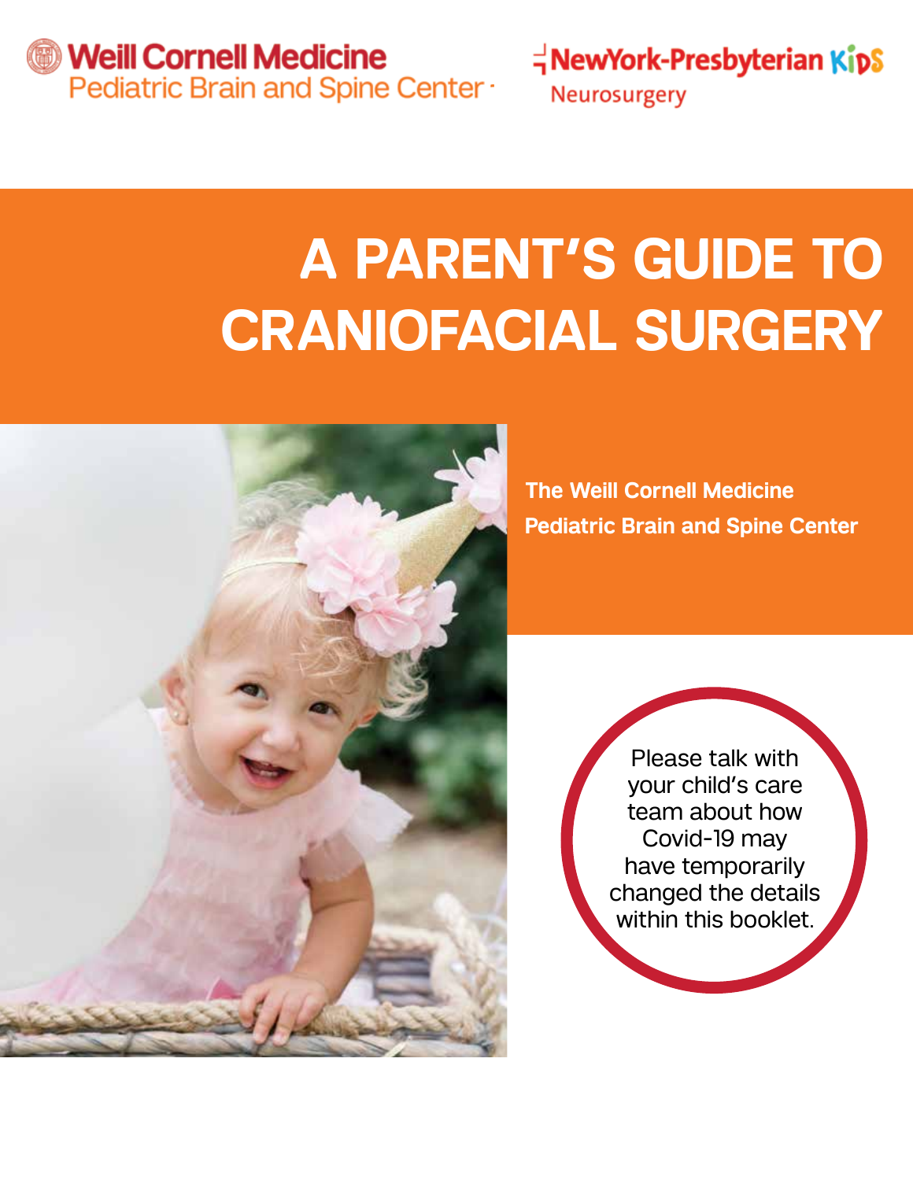Weill Cornell Medicine
Pediatric Brain and Spine Center

NewYork-Presbyterian Kids
Neurosurgery

# A PARENT'S GUIDE TO CRANIOFACIAL SURGERY

**The Weill Cornell Medicine Pediatric Brain and Spine Center**

Please talk with your child's care team about how Covid-19 may have temporarily changed the details within this booklet.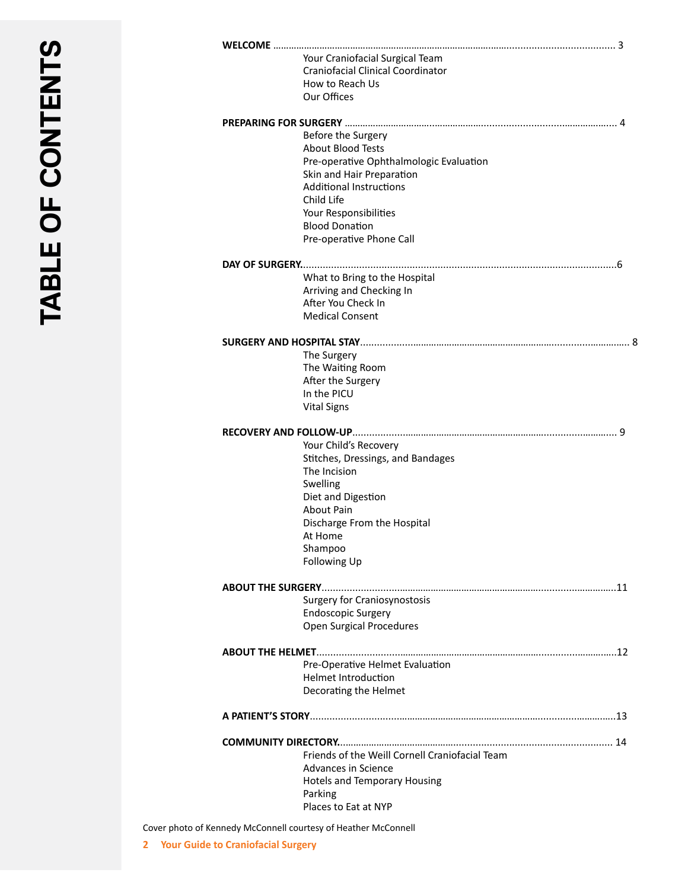# TABLE OF CONTENTS

**WELCOME** .................................................................................................................................... 3

- Your Craniofacial Surgical Team
- Craniofacial Clinical Coordinator
- How to Reach Us
- Our Offices

**PREPARING FOR SURGERY** ..................................................................................................... 4

- Before the Surgery
- About Blood Tests
- Pre-operative Ophthalmologic Evaluation
- Skin and Hair Preparation
- Additional Instructions
- Child Life
- Your Responsibilities
- Blood Donation
- Pre-operative Phone Call

**DAY OF SURGERY**.......................................................................................................................6

- What to Bring to the Hospital
- Arriving and Checking In
- After You Check In
- Medical Consent

**SURGERY AND HOSPITAL STAY**.................................................................................................. 8

- The Surgery
- The Waiting Room
- After the Surgery
- In the PICU
- Vital Signs

**RECOVERY AND FOLLOW-UP**..................................................................................................... 9

- Your Child's Recovery
- Stitches, Dressings, and Bandages
- The Incision
- Swelling
- Diet and Digestion
- About Pain
- Discharge From the Hospital
- At Home
- Shampoo
- Following Up

**ABOUT THE SURGERY**...............................................................................................................11

- Surgery for Craniosynostosis
- Endoscopic Surgery
- Open Surgical Procedures

**ABOUT THE HELMET**................................................................................................................12

- Pre-Operative Helmet Evaluation
- Helmet Introduction
- Decorating the Helmet

**A PATIENT'S STORY**..................................................................................................................13

**COMMUNITY DIRECTORY**.......................................................................................................... 14

- Friends of the Weill Cornell Craniofacial Team
- Advances in Science
- Hotels and Temporary Housing
- Parking
- Places to Eat at NYP

Cover photo of Kennedy McConnell courtesy of Heather McConnell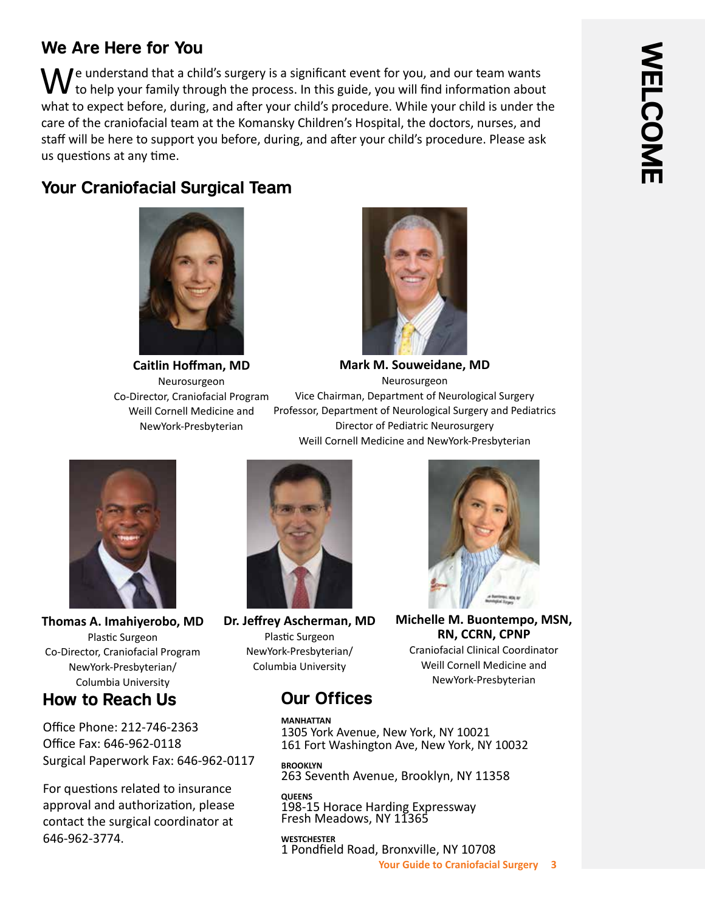## We Are Here for You

We understand that a child's surgery is a significant event for you, and our team wants to help your family through the process. In this guide, you will find information about what to expect before, during, and after your child's procedure. While your child is under the care of the craniofacial team at the Komansky Children's Hospital, the doctors, nurses, and staff will be here to support you before, during, and after your child's procedure. Please ask us questions at any time.

## Your Craniofacial Surgical Team

**Caitlin Hoffman, MD**
Neurosurgeon
Co-Director, Craniofacial Program
Weill Cornell Medicine and NewYork-Presbyterian

**Mark M. Souweidane, MD**
Neurosurgeon
Vice Chairman, Department of Neurological Surgery
Professor, Department of Neurological Surgery and Pediatrics
Director of Pediatric Neurosurgery
Weill Cornell Medicine and NewYork-Presbyterian

**Thomas A. Imahiyerobo, MD**
Plastic Surgeon
Co-Director, Craniofacial Program
NewYork-Presbyterian/Columbia University

**Dr. Jeffrey Ascherman, MD**
Plastic Surgeon
NewYork-Presbyterian/Columbia University

**Michelle M. Buontempo, MSN, RN, CCRN, CPNP**
Craniofacial Clinical Coordinator
Weill Cornell Medicine and NewYork-Presbyterian

## How to Reach Us

Office Phone: 212-746-2363
Office Fax: 646-962-0118
Surgical Paperwork Fax: 646-962-0117

For questions related to insurance approval and authorization, please contact the surgical coordinator at 646-962-3774.

## Our Offices

**MANHATTAN**
1305 York Avenue, New York, NY 10021
161 Fort Washington Ave, New York, NY 10032

**BROOKLYN**
263 Seventh Avenue, Brooklyn, NY 11358

**QUEENS**
198-15 Horace Harding Expressway
Fresh Meadows, NY 11365

**WESTCHESTER**
1 Pondfield Road, Bronxville, NY 10708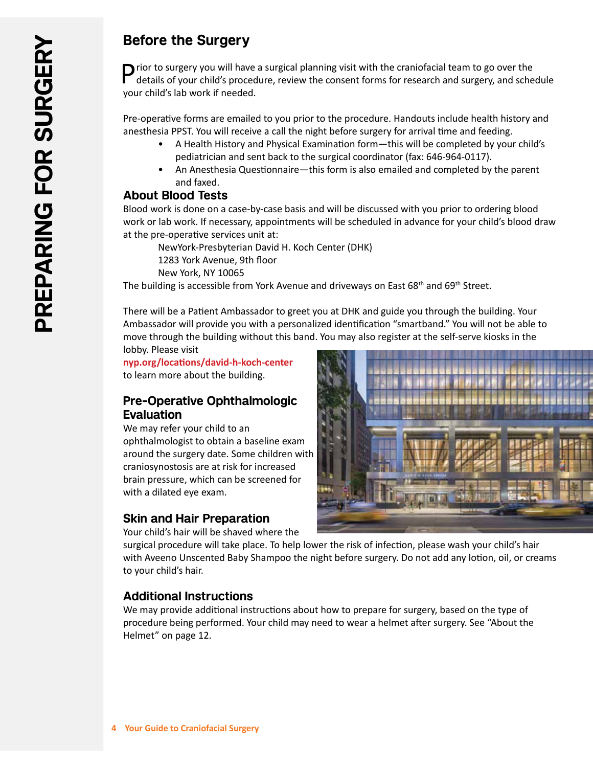# PREPARING FOR SURGERY

## Before the Surgery

Prior to surgery you will have a surgical planning visit with the craniofacial team to go over the details of your child's procedure, review the consent forms for research and surgery, and schedule your child's lab work if needed.

Pre-operative forms are emailed to you prior to the procedure. Handouts include health history and anesthesia PPST. You will receive a call the night before surgery for arrival time and feeding.

- A Health History and Physical Examination form—this will be completed by your child's pediatrician and sent back to the surgical coordinator (fax: 646-964-0117).
- An Anesthesia Questionnaire—this form is also emailed and completed by the parent and faxed.

## About Blood Tests

Blood work is done on a case-by-case basis and will be discussed with you prior to ordering blood work or lab work. If necessary, appointments will be scheduled in advance for your child's blood draw at the pre-operative services unit at:

NewYork-Presbyterian David H. Koch Center (DHK)
1283 York Avenue, 9th floor
New York, NY 10065

The building is accessible from York Avenue and driveways on East 68th and 69th Street.

There will be a Patient Ambassador to greet you at DHK and guide you through the building. Your Ambassador will provide you with a personalized identification "smartband." You will not be able to move through the building without this band. You may also register at the self-serve kiosks in the lobby. Please visit **nyp.org/locations/david-h-koch-center** to learn more about the building.

## Pre-Operative Ophthalmologic Evaluation

We may refer your child to an ophthalmologist to obtain a baseline exam around the surgery date. Some children with craniosynostosis are at risk for increased brain pressure, which can be screened for with a dilated eye exam.

## Skin and Hair Preparation

Your child's hair will be shaved where the surgical procedure will take place. To help lower the risk of infection, please wash your child's hair with Aveeno Unscented Baby Shampoo the night before surgery. Do not add any lotion, oil, or creams to your child's hair.

## Additional Instructions

We may provide additional instructions about how to prepare for surgery, based on the type of procedure being performed. Your child may need to wear a helmet after surgery. See "About the Helmet" on page 12.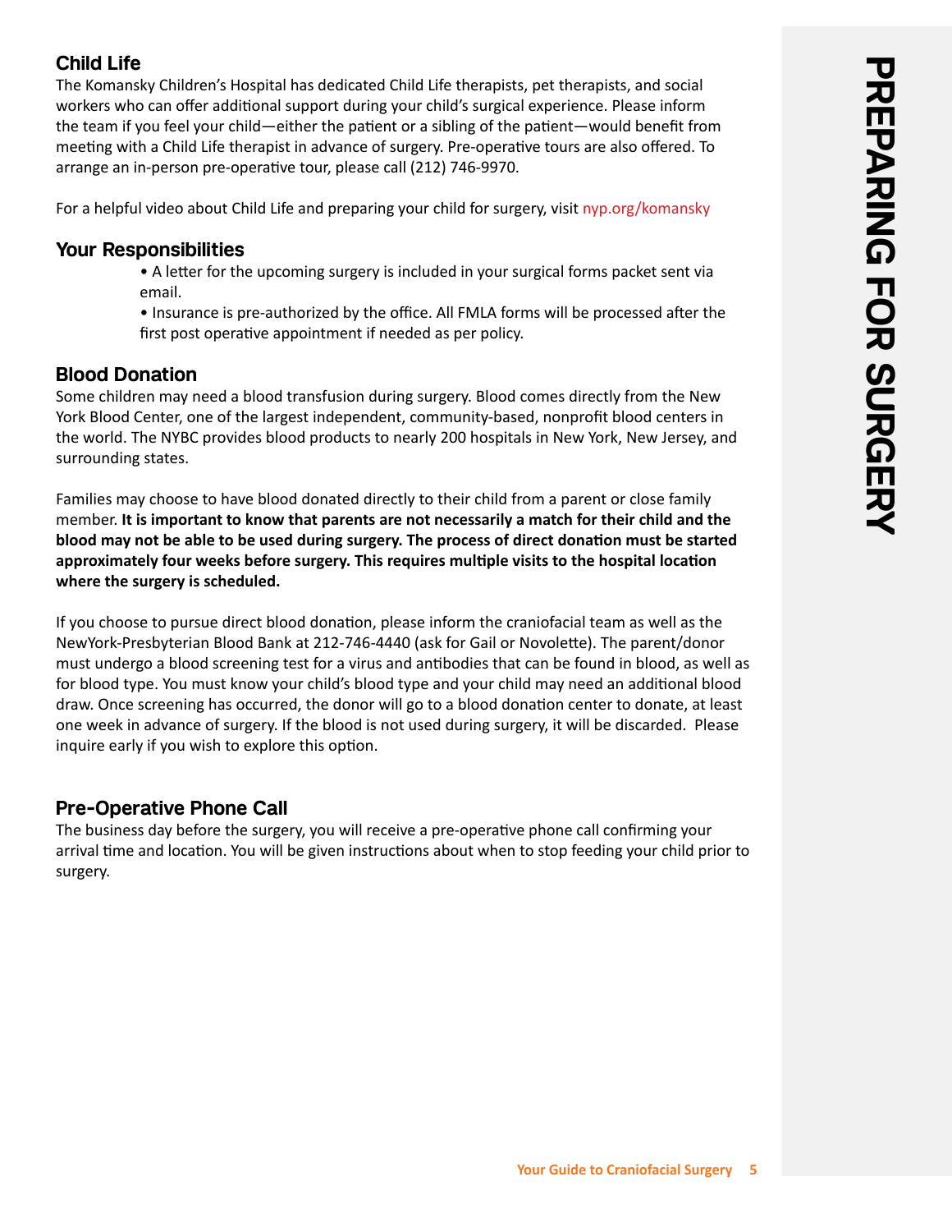## Child Life

The Komansky Children's Hospital has dedicated Child Life therapists, pet therapists, and social workers who can offer additional support during your child's surgical experience. Please inform the team if you feel your child—either the patient or a sibling of the patient—would benefit from meeting with a Child Life therapist in advance of surgery. Pre-operative tours are also offered. To arrange an in-person pre-operative tour, please call (212) 746-9970.

For a helpful video about Child Life and preparing your child for surgery, visit nyp.org/komansky

## Your Responsibilities

- A letter for the upcoming surgery is included in your surgical forms packet sent via email.
- Insurance is pre-authorized by the office. All FMLA forms will be processed after the first post operative appointment if needed as per policy.

## Blood Donation

Some children may need a blood transfusion during surgery. Blood comes directly from the New York Blood Center, one of the largest independent, community-based, nonprofit blood centers in the world. The NYBC provides blood products to nearly 200 hospitals in New York, New Jersey, and surrounding states.

Families may choose to have blood donated directly to their child from a parent or close family member. **It is important to know that parents are not necessarily a match for their child and the blood may not be able to be used during surgery. The process of direct donation must be started approximately four weeks before surgery. This requires multiple visits to the hospital location where the surgery is scheduled.**

If you choose to pursue direct blood donation, please inform the craniofacial team as well as the NewYork-Presbyterian Blood Bank at 212-746-4440 (ask for Gail or Novolette). The parent/donor must undergo a blood screening test for a virus and antibodies that can be found in blood, as well as for blood type. You must know your child's blood type and your child may need an additional blood draw. Once screening has occurred, the donor will go to a blood donation center to donate, at least one week in advance of surgery. If the blood is not used during surgery, it will be discarded. Please inquire early if you wish to explore this option.

## Pre-Operative Phone Call

The business day before the surgery, you will receive a pre-operative phone call confirming your arrival time and location. You will be given instructions about when to stop feeding your child prior to surgery.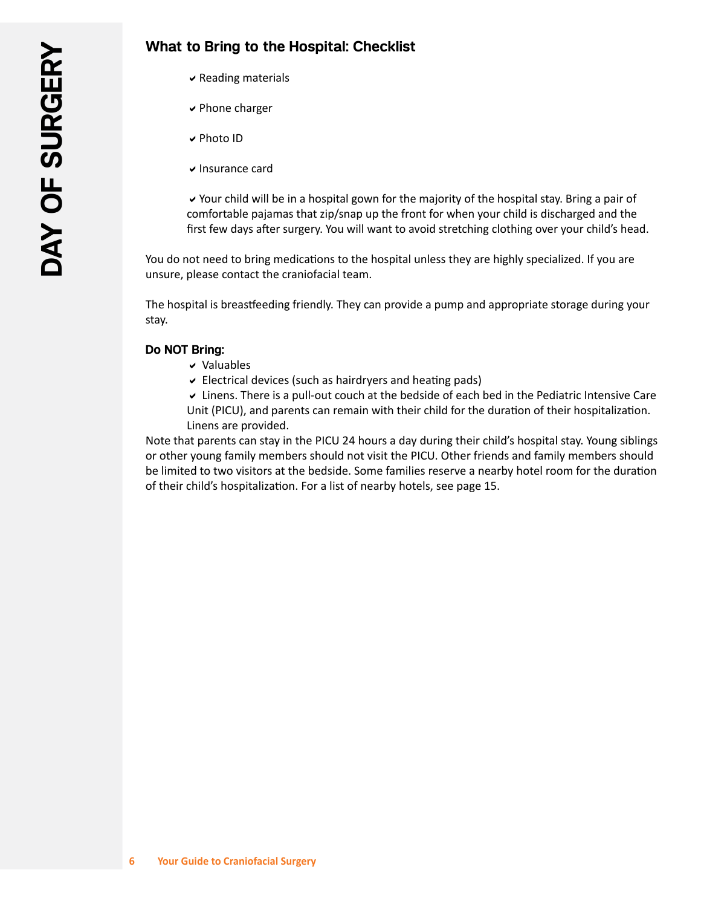## What to Bring to the Hospital: Checklist

- ✔ Reading materials
- ✔ Phone charger
- ✔ Photo ID
- ✔ Insurance card
- ✔ Your child will be in a hospital gown for the majority of the hospital stay. Bring a pair of comfortable pajamas that zip/snap up the front for when your child is discharged and the first few days after surgery. You will want to avoid stretching clothing over your child's head.

You do not need to bring medications to the hospital unless they are highly specialized. If you are unsure, please contact the craniofacial team.

The hospital is breastfeeding friendly. They can provide a pump and appropriate storage during your stay.

**Do NOT Bring:**

- ✔ Valuables
- ✔ Electrical devices (such as hairdryers and heating pads)
- ✔ Linens. There is a pull-out couch at the bedside of each bed in the Pediatric Intensive Care Unit (PICU), and parents can remain with their child for the duration of their hospitalization. Linens are provided.

Note that parents can stay in the PICU 24 hours a day during their child's hospital stay. Young siblings or other young family members should not visit the PICU. Other friends and family members should be limited to two visitors at the bedside. Some families reserve a nearby hotel room for the duration of their child's hospitalization. For a list of nearby hotels, see page 15.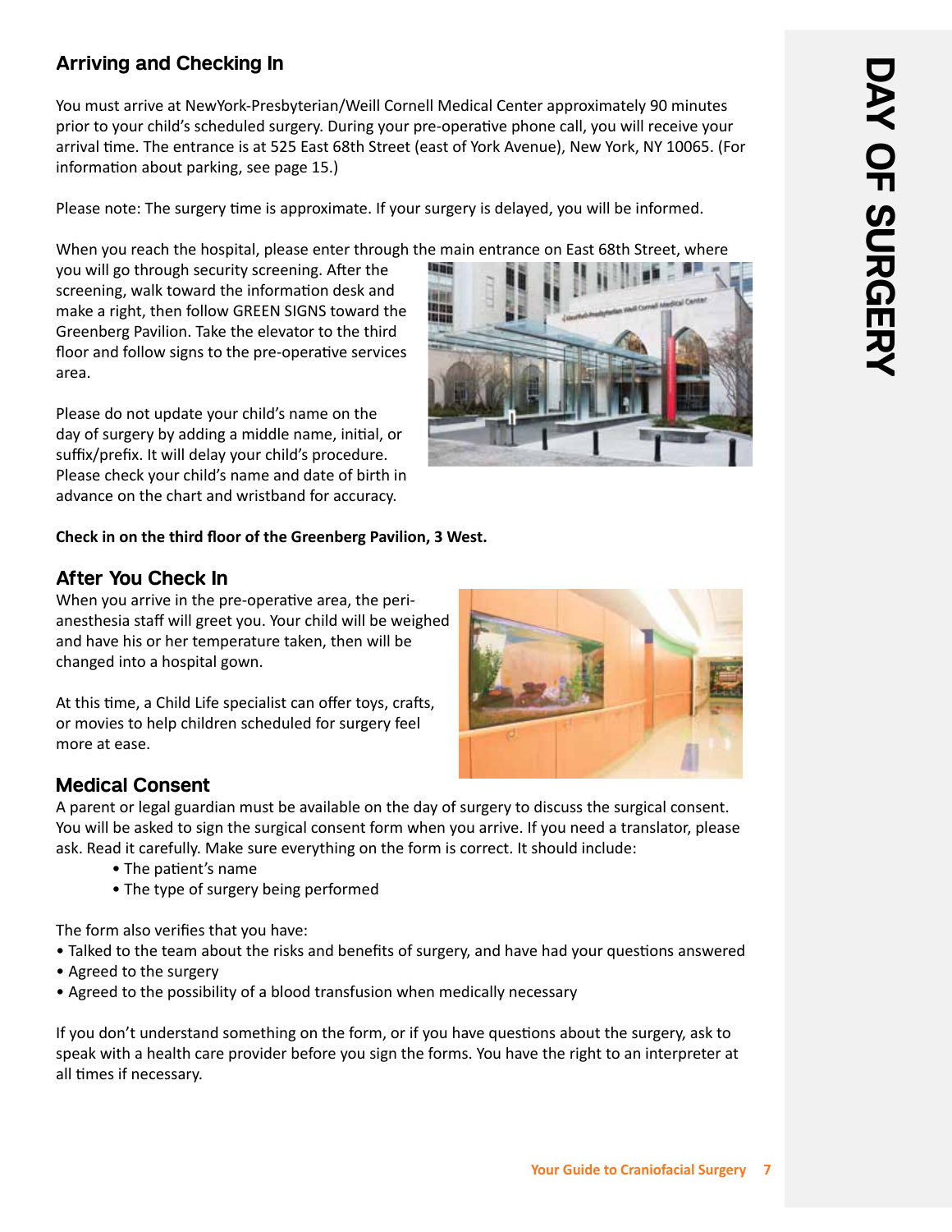# DAY OF SURGERY

## Arriving and Checking In

You must arrive at NewYork-Presbyterian/Weill Cornell Medical Center approximately 90 minutes prior to your child's scheduled surgery. During your pre-operative phone call, you will receive your arrival time. The entrance is at 525 East 68th Street (east of York Avenue), New York, NY 10065. (For information about parking, see page 15.)

Please note: The surgery time is approximate. If your surgery is delayed, you will be informed.

When you reach the hospital, please enter through the main entrance on East 68th Street, where you will go through security screening. After the screening, walk toward the information desk and make a right, then follow GREEN SIGNS toward the Greenberg Pavilion. Take the elevator to the third floor and follow signs to the pre-operative services area.

Please do not update your child's name on the day of surgery by adding a middle name, initial, or suffix/prefix. It will delay your child's procedure. Please check your child's name and date of birth in advance on the chart and wristband for accuracy.

**Check in on the third floor of the Greenberg Pavilion, 3 West.**

## After You Check In

When you arrive in the pre-operative area, the peri-anesthesia staff will greet you. Your child will be weighed and have his or her temperature taken, then will be changed into a hospital gown.

At this time, a Child Life specialist can offer toys, crafts, or movies to help children scheduled for surgery feel more at ease.

## Medical Consent

A parent or legal guardian must be available on the day of surgery to discuss the surgical consent. You will be asked to sign the surgical consent form when you arrive. If you need a translator, please ask. Read it carefully. Make sure everything on the form is correct. It should include:

- The patient's name
- The type of surgery being performed

The form also verifies that you have:

- Talked to the team about the risks and benefits of surgery, and have had your questions answered
- Agreed to the surgery
- Agreed to the possibility of a blood transfusion when medically necessary

If you don't understand something on the form, or if you have questions about the surgery, ask to speak with a health care provider before you sign the forms. You have the right to an interpreter at all times if necessary.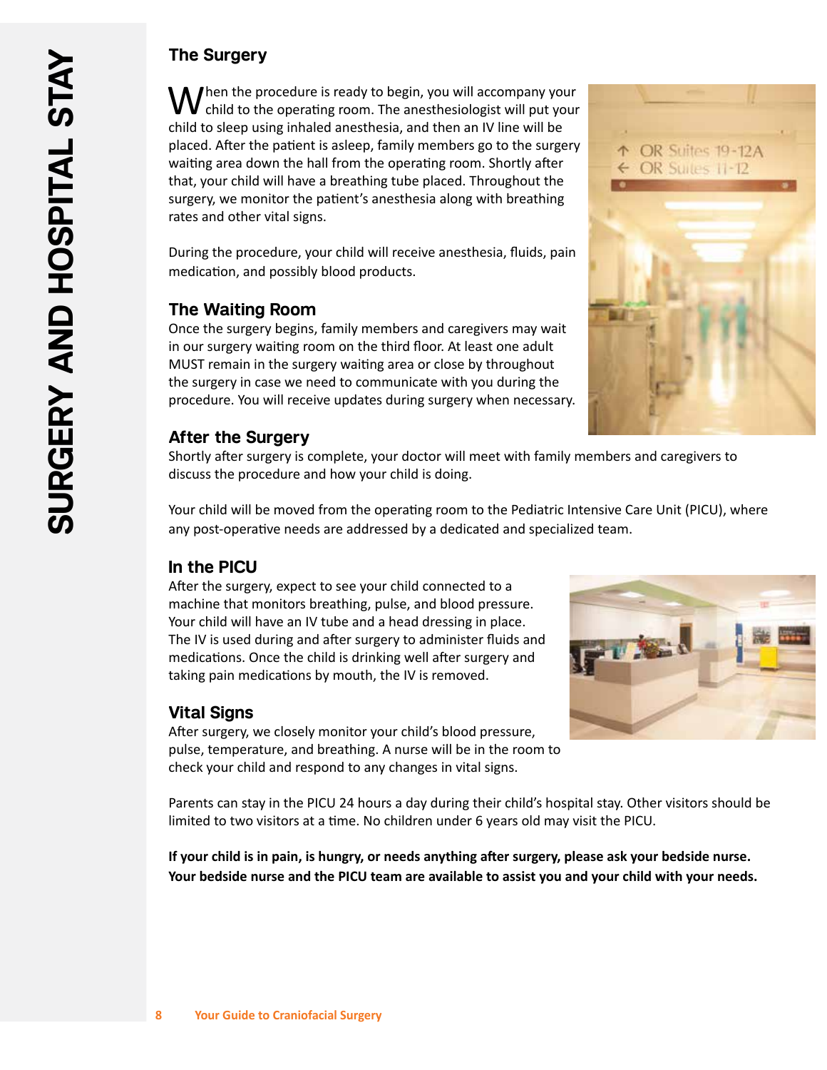## The Surgery

When the procedure is ready to begin, you will accompany your child to the operating room. The anesthesiologist will put your child to sleep using inhaled anesthesia, and then an IV line will be placed. After the patient is asleep, family members go to the surgery waiting area down the hall from the operating room. Shortly after that, your child will have a breathing tube placed. Throughout the surgery, we monitor the patient's anesthesia along with breathing rates and other vital signs.

During the procedure, your child will receive anesthesia, fluids, pain medication, and possibly blood products.

### The Waiting Room

Once the surgery begins, family members and caregivers may wait in our surgery waiting room on the third floor. At least one adult MUST remain in the surgery waiting area or close by throughout the surgery in case we need to communicate with you during the procedure. You will receive updates during surgery when necessary.

### After the Surgery

Shortly after surgery is complete, your doctor will meet with family members and caregivers to discuss the procedure and how your child is doing.

Your child will be moved from the operating room to the Pediatric Intensive Care Unit (PICU), where any post-operative needs are addressed by a dedicated and specialized team.

### In the PICU

After the surgery, expect to see your child connected to a machine that monitors breathing, pulse, and blood pressure. Your child will have an IV tube and a head dressing in place. The IV is used during and after surgery to administer fluids and medications. Once the child is drinking well after surgery and taking pain medications by mouth, the IV is removed.

### Vital Signs

After surgery, we closely monitor your child's blood pressure, pulse, temperature, and breathing. A nurse will be in the room to check your child and respond to any changes in vital signs.

Parents can stay in the PICU 24 hours a day during their child's hospital stay. Other visitors should be limited to two visitors at a time. No children under 6 years old may visit the PICU.

**If your child is in pain, is hungry, or needs anything after surgery, please ask your bedside nurse. Your bedside nurse and the PICU team are available to assist you and your child with your needs.**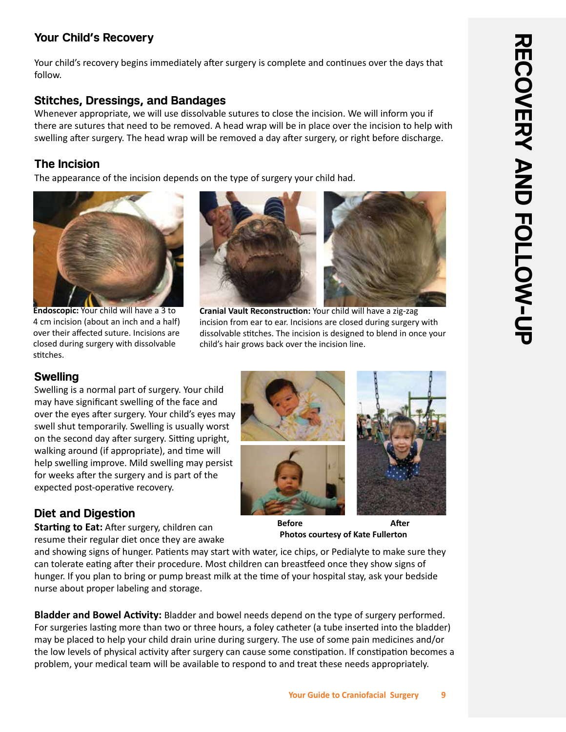## Your Child's Recovery

Your child's recovery begins immediately after surgery is complete and continues over the days that follow.

### Stitches, Dressings, and Bandages

Whenever appropriate, we will use dissolvable sutures to close the incision. We will inform you if there are sutures that need to be removed. A head wrap will be in place over the incision to help with swelling after surgery. The head wrap will be removed a day after surgery, or right before discharge.

### The Incision

The appearance of the incision depends on the type of surgery your child had.

**Endoscopic:** Your child will have a 3 to 4 cm incision (about an inch and a half) over their affected suture. Incisions are closed during surgery with dissolvable stitches.

**Cranial Vault Reconstruction:** Your child will have a zig-zag incision from ear to ear. Incisions are closed during surgery with dissolvable stitches. The incision is designed to blend in once your child's hair grows back over the incision line.

### Swelling

Swelling is a normal part of surgery. Your child may have significant swelling of the face and over the eyes after surgery. Your child's eyes may swell shut temporarily. Swelling is usually worst on the second day after surgery. Sitting upright, walking around (if appropriate), and time will help swelling improve. Mild swelling may persist for weeks after the surgery and is part of the expected post-operative recovery.

Before After

Photos courtesy of Kate Fullerton

### Diet and Digestion

**Starting to Eat:** After surgery, children can resume their regular diet once they are awake and showing signs of hunger. Patients may start with water, ice chips, or Pedialyte to make sure they can tolerate eating after their procedure. Most children can breastfeed once they show signs of hunger. If you plan to bring or pump breast milk at the time of your hospital stay, ask your bedside nurse about proper labeling and storage.

**Bladder and Bowel Activity:** Bladder and bowel needs depend on the type of surgery performed. For surgeries lasting more than two or three hours, a foley catheter (a tube inserted into the bladder) may be placed to help your child drain urine during surgery. The use of some pain medicines and/or the low levels of physical activity after surgery can cause some constipation. If constipation becomes a problem, your medical team will be available to respond to and treat these needs appropriately.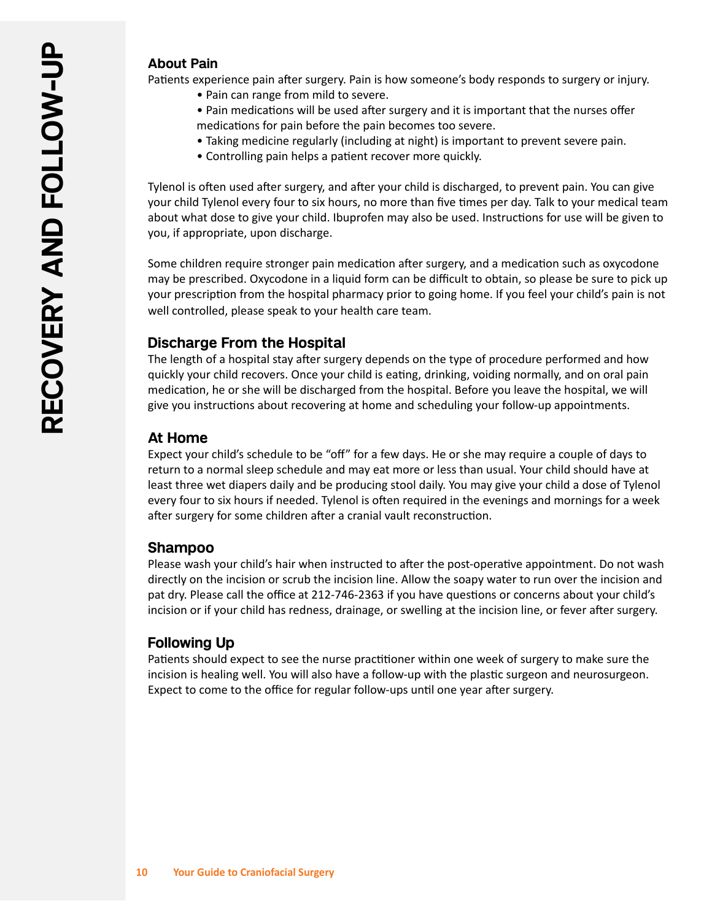## About Pain

Patients experience pain after surgery. Pain is how someone's body responds to surgery or injury.

- Pain can range from mild to severe.
- Pain medications will be used after surgery and it is important that the nurses offer medications for pain before the pain becomes too severe.
- Taking medicine regularly (including at night) is important to prevent severe pain.
- Controlling pain helps a patient recover more quickly.

Tylenol is often used after surgery, and after your child is discharged, to prevent pain. You can give your child Tylenol every four to six hours, no more than five times per day. Talk to your medical team about what dose to give your child. Ibuprofen may also be used. Instructions for use will be given to you, if appropriate, upon discharge.

Some children require stronger pain medication after surgery, and a medication such as oxycodone may be prescribed. Oxycodone in a liquid form can be difficult to obtain, so please be sure to pick up your prescription from the hospital pharmacy prior to going home. If you feel your child's pain is not well controlled, please speak to your health care team.

## Discharge From the Hospital

The length of a hospital stay after surgery depends on the type of procedure performed and how quickly your child recovers. Once your child is eating, drinking, voiding normally, and on oral pain medication, he or she will be discharged from the hospital. Before you leave the hospital, we will give you instructions about recovering at home and scheduling your follow-up appointments.

## At Home

Expect your child's schedule to be "off" for a few days. He or she may require a couple of days to return to a normal sleep schedule and may eat more or less than usual. Your child should have at least three wet diapers daily and be producing stool daily. You may give your child a dose of Tylenol every four to six hours if needed. Tylenol is often required in the evenings and mornings for a week after surgery for some children after a cranial vault reconstruction.

## Shampoo

Please wash your child's hair when instructed to after the post-operative appointment. Do not wash directly on the incision or scrub the incision line. Allow the soapy water to run over the incision and pat dry. Please call the office at 212-746-2363 if you have questions or concerns about your child's incision or if your child has redness, drainage, or swelling at the incision line, or fever after surgery.

## Following Up

Patients should expect to see the nurse practitioner within one week of surgery to make sure the incision is healing well. You will also have a follow-up with the plastic surgeon and neurosurgeon. Expect to come to the office for regular follow-ups until one year after surgery.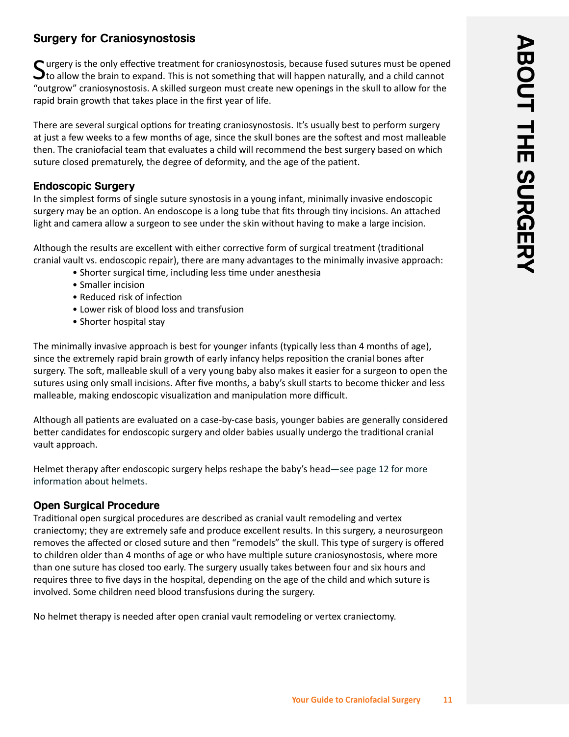## Surgery for Craniosynostosis

Surgery is the only effective treatment for craniosynostosis, because fused sutures must be opened to allow the brain to expand. This is not something that will happen naturally, and a child cannot "outgrow" craniosynostosis. A skilled surgeon must create new openings in the skull to allow for the rapid brain growth that takes place in the first year of life.

There are several surgical options for treating craniosynostosis. It's usually best to perform surgery at just a few weeks to a few months of age, since the skull bones are the softest and most malleable then. The craniofacial team that evaluates a child will recommend the best surgery based on which suture closed prematurely, the degree of deformity, and the age of the patient.

### Endoscopic Surgery

In the simplest forms of single suture synostosis in a young infant, minimally invasive endoscopic surgery may be an option. An endoscope is a long tube that fits through tiny incisions. An attached light and camera allow a surgeon to see under the skin without having to make a large incision.

Although the results are excellent with either corrective form of surgical treatment (traditional cranial vault vs. endoscopic repair), there are many advantages to the minimally invasive approach:

- Shorter surgical time, including less time under anesthesia
- Smaller incision
- Reduced risk of infection
- Lower risk of blood loss and transfusion
- Shorter hospital stay

The minimally invasive approach is best for younger infants (typically less than 4 months of age), since the extremely rapid brain growth of early infancy helps reposition the cranial bones after surgery. The soft, malleable skull of a very young baby also makes it easier for a surgeon to open the sutures using only small incisions. After five months, a baby's skull starts to become thicker and less malleable, making endoscopic visualization and manipulation more difficult.

Although all patients are evaluated on a case-by-case basis, younger babies are generally considered better candidates for endoscopic surgery and older babies usually undergo the traditional cranial vault approach.

Helmet therapy after endoscopic surgery helps reshape the baby's head—see page 12 for more information about helmets.

### Open Surgical Procedure

Traditional open surgical procedures are described as cranial vault remodeling and vertex craniectomy; they are extremely safe and produce excellent results. In this surgery, a neurosurgeon removes the affected or closed suture and then "remodels" the skull. This type of surgery is offered to children older than 4 months of age or who have multiple suture craniosynostosis, where more than one suture has closed too early. The surgery usually takes between four and six hours and requires three to five days in the hospital, depending on the age of the child and which suture is involved. Some children need blood transfusions during the surgery.

No helmet therapy is needed after open cranial vault remodeling or vertex craniectomy.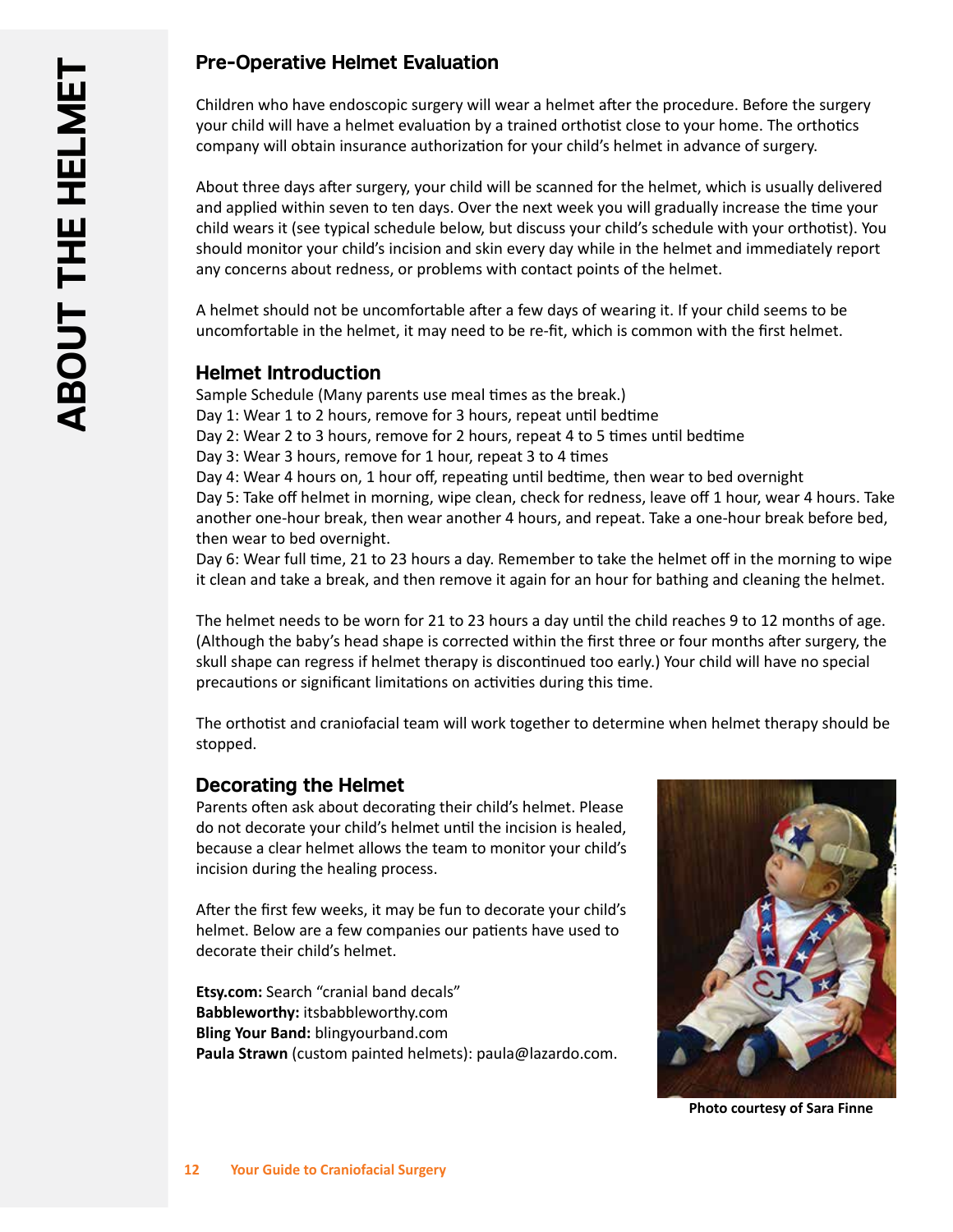# ABOUT THE HELMET

## Pre-Operative Helmet Evaluation

Children who have endoscopic surgery will wear a helmet after the procedure. Before the surgery your child will have a helmet evaluation by a trained orthotist close to your home. The orthotics company will obtain insurance authorization for your child's helmet in advance of surgery.

About three days after surgery, your child will be scanned for the helmet, which is usually delivered and applied within seven to ten days. Over the next week you will gradually increase the time your child wears it (see typical schedule below, but discuss your child's schedule with your orthotist). You should monitor your child's incision and skin every day while in the helmet and immediately report any concerns about redness, or problems with contact points of the helmet.

A helmet should not be uncomfortable after a few days of wearing it. If your child seems to be uncomfortable in the helmet, it may need to be re-fit, which is common with the first helmet.

## Helmet Introduction

Sample Schedule (Many parents use meal times as the break.)
Day 1: Wear 1 to 2 hours, remove for 3 hours, repeat until bedtime
Day 2: Wear 2 to 3 hours, remove for 2 hours, repeat 4 to 5 times until bedtime
Day 3: Wear 3 hours, remove for 1 hour, repeat 3 to 4 times
Day 4: Wear 4 hours on, 1 hour off, repeating until bedtime, then wear to bed overnight
Day 5: Take off helmet in morning, wipe clean, check for redness, leave off 1 hour, wear 4 hours. Take another one-hour break, then wear another 4 hours, and repeat. Take a one-hour break before bed, then wear to bed overnight.
Day 6: Wear full time, 21 to 23 hours a day. Remember to take the helmet off in the morning to wipe it clean and take a break, and then remove it again for an hour for bathing and cleaning the helmet.

The helmet needs to be worn for 21 to 23 hours a day until the child reaches 9 to 12 months of age. (Although the baby's head shape is corrected within the first three or four months after surgery, the skull shape can regress if helmet therapy is discontinued too early.) Your child will have no special precautions or significant limitations on activities during this time.

The orthotist and craniofacial team will work together to determine when helmet therapy should be stopped.

## Decorating the Helmet

Parents often ask about decorating their child's helmet. Please do not decorate your child's helmet until the incision is healed, because a clear helmet allows the team to monitor your child's incision during the healing process.

After the first few weeks, it may be fun to decorate your child's helmet. Below are a few companies our patients have used to decorate their child's helmet.

**Etsy.com:** Search "cranial band decals"
**Babbleworthy:** itsbabbleworthy.com
**Bling Your Band:** blingyourband.com
**Paula Strawn** (custom painted helmets): paula@lazardo.com.

**Photo courtesy of Sara Finne**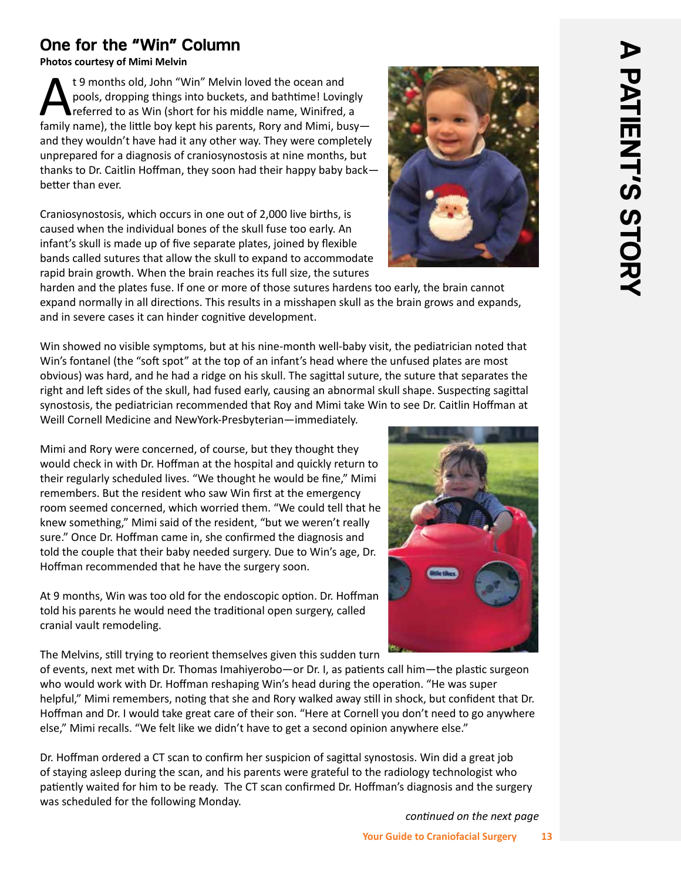## One for the "Win" Column

**Photos courtesy of Mimi Melvin**

At 9 months old, John "Win" Melvin loved the ocean and pools, dropping things into buckets, and bathtime! Lovingly referred to as Win (short for his middle name, Winifred, a family name), the little boy kept his parents, Rory and Mimi, busy—and they wouldn't have had it any other way. They were completely unprepared for a diagnosis of craniosynostosis at nine months, but thanks to Dr. Caitlin Hoffman, they soon had their happy baby back—better than ever.

Craniosynostosis, which occurs in one out of 2,000 live births, is caused when the individual bones of the skull fuse too early. An infant's skull is made up of five separate plates, joined by flexible bands called sutures that allow the skull to expand to accommodate rapid brain growth. When the brain reaches its full size, the sutures harden and the plates fuse. If one or more of those sutures hardens too early, the brain cannot expand normally in all directions. This results in a misshapen skull as the brain grows and expands, and in severe cases it can hinder cognitive development.

Win showed no visible symptoms, but at his nine-month well-baby visit, the pediatrician noted that Win's fontanel (the "soft spot" at the top of an infant's head where the unfused plates are most obvious) was hard, and he had a ridge on his skull. The sagittal suture, the suture that separates the right and left sides of the skull, had fused early, causing an abnormal skull shape. Suspecting sagittal synostosis, the pediatrician recommended that Roy and Mimi take Win to see Dr. Caitlin Hoffman at Weill Cornell Medicine and NewYork-Presbyterian—immediately.

Mimi and Rory were concerned, of course, but they thought they would check in with Dr. Hoffman at the hospital and quickly return to their regularly scheduled lives. "We thought he would be fine," Mimi remembers. But the resident who saw Win first at the emergency room seemed concerned, which worried them. "We could tell that he knew something," Mimi said of the resident, "but we weren't really sure." Once Dr. Hoffman came in, she confirmed the diagnosis and told the couple that their baby needed surgery. Due to Win's age, Dr. Hoffman recommended that he have the surgery soon.

At 9 months, Win was too old for the endoscopic option. Dr. Hoffman told his parents he would need the traditional open surgery, called cranial vault remodeling.

The Melvins, still trying to reorient themselves given this sudden turn of events, next met with Dr. Thomas Imahiyerobo—or Dr. I, as patients call him—the plastic surgeon who would work with Dr. Hoffman reshaping Win's head during the operation. "He was super helpful," Mimi remembers, noting that she and Rory walked away still in shock, but confident that Dr. Hoffman and Dr. I would take great care of their son. "Here at Cornell you don't need to go anywhere else," Mimi recalls. "We felt like we didn't have to get a second opinion anywhere else."

Dr. Hoffman ordered a CT scan to confirm her suspicion of sagittal synostosis. Win did a great job of staying asleep during the scan, and his parents were grateful to the radiology technologist who patiently waited for him to be ready. The CT scan confirmed Dr. Hoffman's diagnosis and the surgery was scheduled for the following Monday.

*continued on the next page*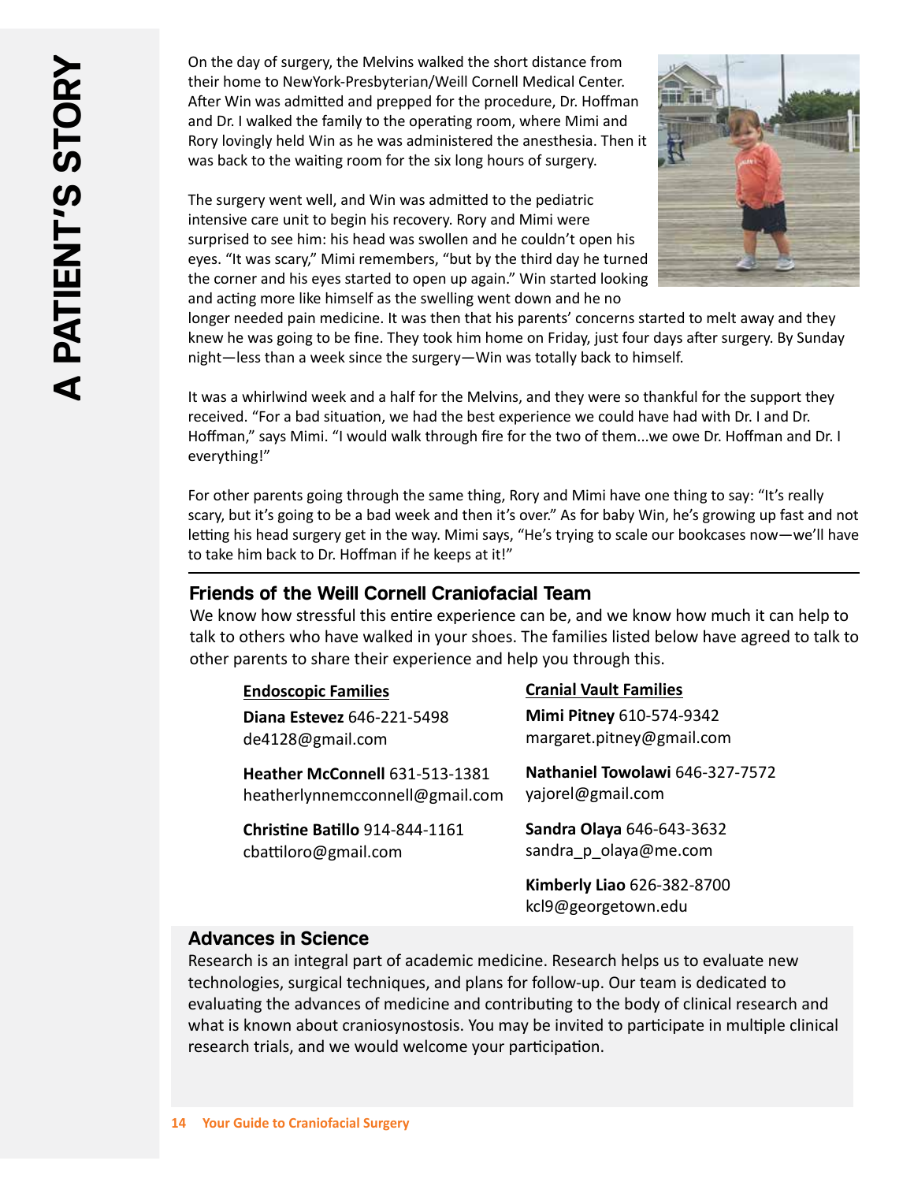# A PATIENT'S STORY

On the day of surgery, the Melvins walked the short distance from their home to NewYork-Presbyterian/Weill Cornell Medical Center. After Win was admitted and prepped for the procedure, Dr. Hoffman and Dr. I walked the family to the operating room, where Mimi and Rory lovingly held Win as he was administered the anesthesia. Then it was back to the waiting room for the six long hours of surgery.

The surgery went well, and Win was admitted to the pediatric intensive care unit to begin his recovery. Rory and Mimi were surprised to see him: his head was swollen and he couldn't open his eyes. "It was scary," Mimi remembers, "but by the third day he turned the corner and his eyes started to open up again." Win started looking and acting more like himself as the swelling went down and he no longer needed pain medicine. It was then that his parents' concerns started to melt away and they knew he was going to be fine. They took him home on Friday, just four days after surgery. By Sunday night—less than a week since the surgery—Win was totally back to himself.

It was a whirlwind week and a half for the Melvins, and they were so thankful for the support they received. "For a bad situation, we had the best experience we could have had with Dr. I and Dr. Hoffman," says Mimi. "I would walk through fire for the two of them...we owe Dr. Hoffman and Dr. I everything!"

For other parents going through the same thing, Rory and Mimi have one thing to say: "It's really scary, but it's going to be a bad week and then it's over." As for baby Win, he's growing up fast and not letting his head surgery get in the way. Mimi says, "He's trying to scale our bookcases now—we'll have to take him back to Dr. Hoffman if he keeps at it!"

## Friends of the Weill Cornell Craniofacial Team

We know how stressful this entire experience can be, and we know how much it can help to talk to others who have walked in your shoes. The families listed below have agreed to talk to other parents to share their experience and help you through this.

**Endoscopic Families**

**Diana Estevez** 646-221-5498
de4128@gmail.com

**Heather McConnell** 631-513-1381
heatherlynnemcconnell@gmail.com

**Christine Batillo** 914-844-1161
cbattiloro@gmail.com

**Cranial Vault Families**

**Mimi Pitney** 610-574-9342
margaret.pitney@gmail.com

**Nathaniel Towolawi** 646-327-7572
yajorel@gmail.com

**Sandra Olaya** 646-643-3632
sandra_p_olaya@me.com

**Kimberly Liao** 626-382-8700
kcl9@georgetown.edu

## Advances in Science

Research is an integral part of academic medicine. Research helps us to evaluate new technologies, surgical techniques, and plans for follow-up. Our team is dedicated to evaluating the advances of medicine and contributing to the body of clinical research and what is known about craniosynostosis. You may be invited to participate in multiple clinical research trials, and we would welcome your participation.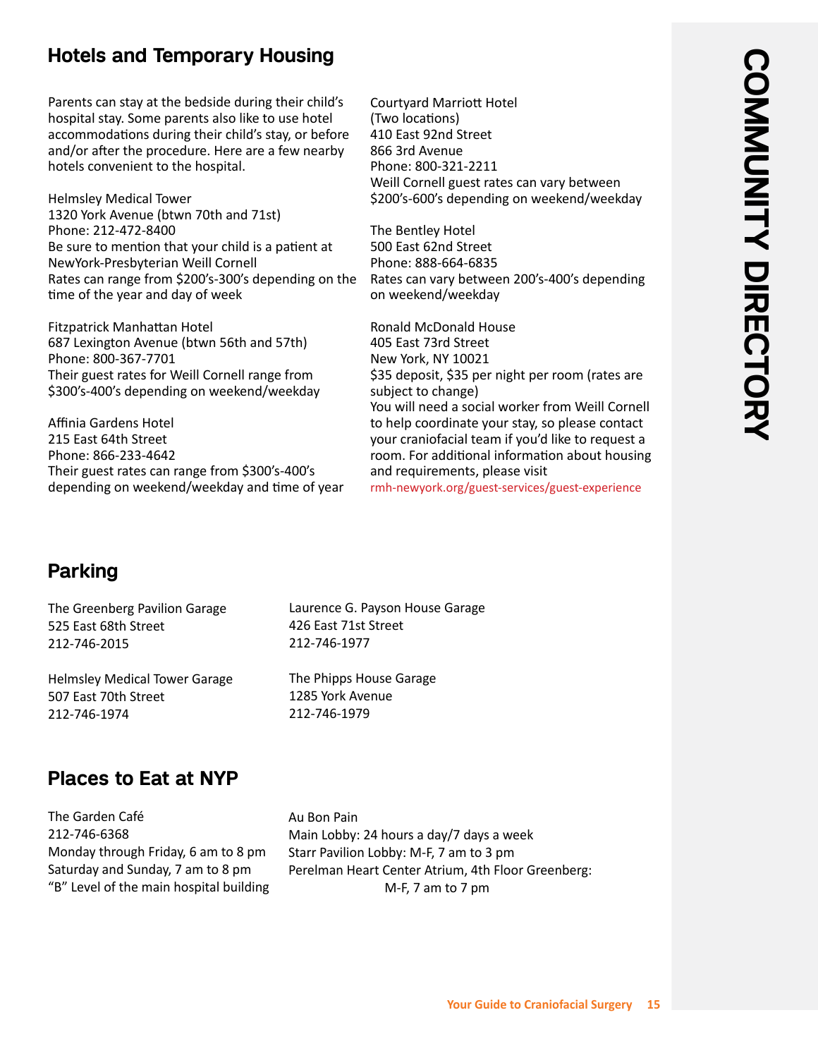## Hotels and Temporary Housing

Parents can stay at the bedside during their child's hospital stay. Some parents also like to use hotel accommodations during their child's stay, or before and/or after the procedure. Here are a few nearby hotels convenient to the hospital.

Helmsley Medical Tower
1320 York Avenue (btwn 70th and 71st)
Phone: 212-472-8400
Be sure to mention that your child is a patient at NewYork-Presbyterian Weill Cornell
Rates can range from $200's-300's depending on the time of the year and day of week

Fitzpatrick Manhattan Hotel
687 Lexington Avenue (btwn 56th and 57th)
Phone: 800-367-7701
Their guest rates for Weill Cornell range from $300's-400's depending on weekend/weekday

Affinia Gardens Hotel
215 East 64th Street
Phone: 866-233-4642
Their guest rates can range from $300's-400's depending on weekend/weekday and time of year

Courtyard Marriott Hotel
(Two locations)
410 East 92nd Street
866 3rd Avenue
Phone: 800-321-2211
Weill Cornell guest rates can vary between $200's-600's depending on weekend/weekday

The Bentley Hotel
500 East 62nd Street
Phone: 888-664-6835
Rates can vary between 200's-400's depending on weekend/weekday

Ronald McDonald House
405 East 73rd Street
New York, NY 10021
$35 deposit, $35 per night per room (rates are subject to change)
You will need a social worker from Weill Cornell to help coordinate your stay, so please contact your craniofacial team if you'd like to request a room. For additional information about housing and requirements, please visit rmh-newyork.org/guest-services/guest-experience

## Parking

The Greenberg Pavilion Garage
525 East 68th Street
212-746-2015

Helmsley Medical Tower Garage
507 East 70th Street
212-746-1974

Laurence G. Payson House Garage
426 East 71st Street
212-746-1977

The Phipps House Garage
1285 York Avenue
212-746-1979

## Places to Eat at NYP

The Garden Café
212-746-6368
Monday through Friday, 6 am to 8 pm
Saturday and Sunday, 7 am to 8 pm
"B" Level of the main hospital building

Au Bon Pain
Main Lobby: 24 hours a day/7 days a week
Starr Pavilion Lobby: M-F, 7 am to 3 pm
Perelman Heart Center Atrium, 4th Floor Greenberg: M-F, 7 am to 7 pm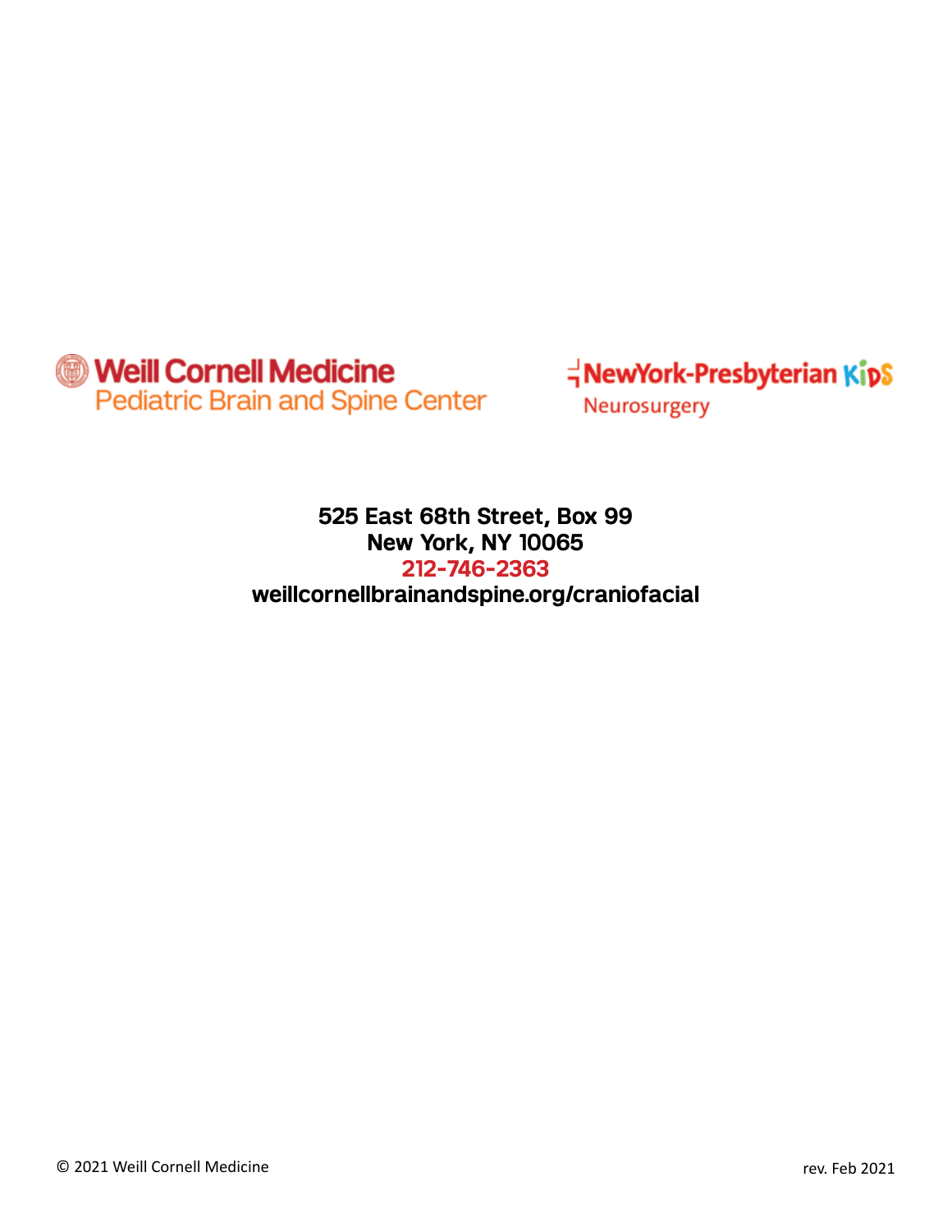Weill Cornell Medicine
Pediatric Brain and Spine Center

NewYork-Presbyterian Kids
Neurosurgery

**525 East 68th Street, Box 99**
**New York, NY 10065**
**212-746-2363**
**weillcornellbrainandspine.org/craniofacial**

© 2021 Weill Cornell Medicine

rev. Feb 2021